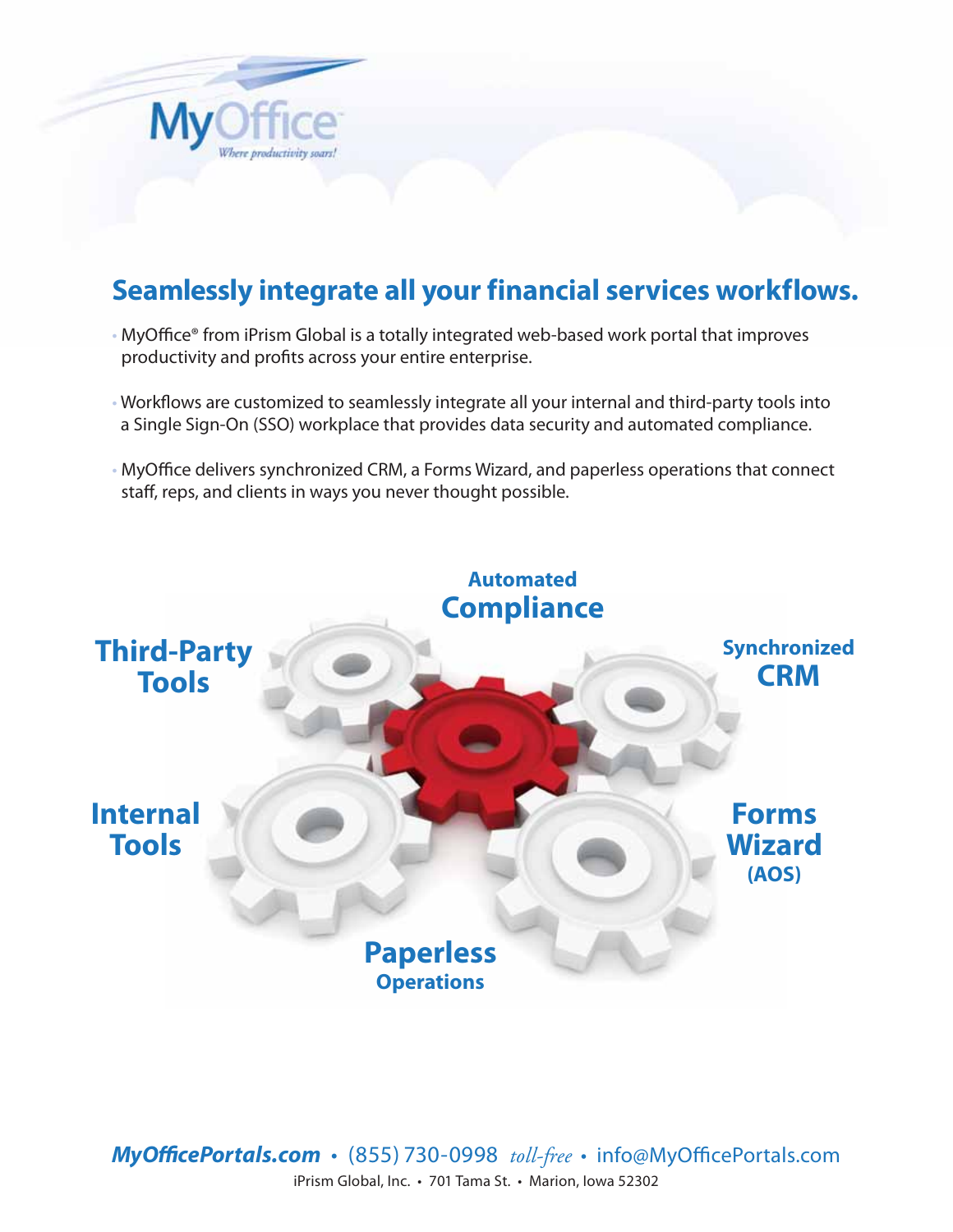MyOffice

*Where productivity soars!*

## Seamlessly integrate all your financial services workflows.

- MyOffice® from iPrism Global is a totally integrated web-based work portal that improves productivity and profits across your entire enterprise.
- Workflows are customized to seamlessly integrate all your internal and third-party tools into a Single Sign-On (SSO) workplace that provides data security and automated compliance.
- MyOffice delivers synchronized CRM, a Forms Wizard, and paperless operations that connect staff, reps, and clients in ways you never thought possible.

**Automated Compliance**

**Third-Party Tools**

**Synchronized CRM**

**Internal Tools**

**Forms Wizard (AOS)**

**Paperless Operations**

***MyOfficePortals.com*** • (855) 730-0998 *toll-free* • info@MyOfficePortals.com

iPrism Global, Inc. • 701 Tama St. • Marion, Iowa 52302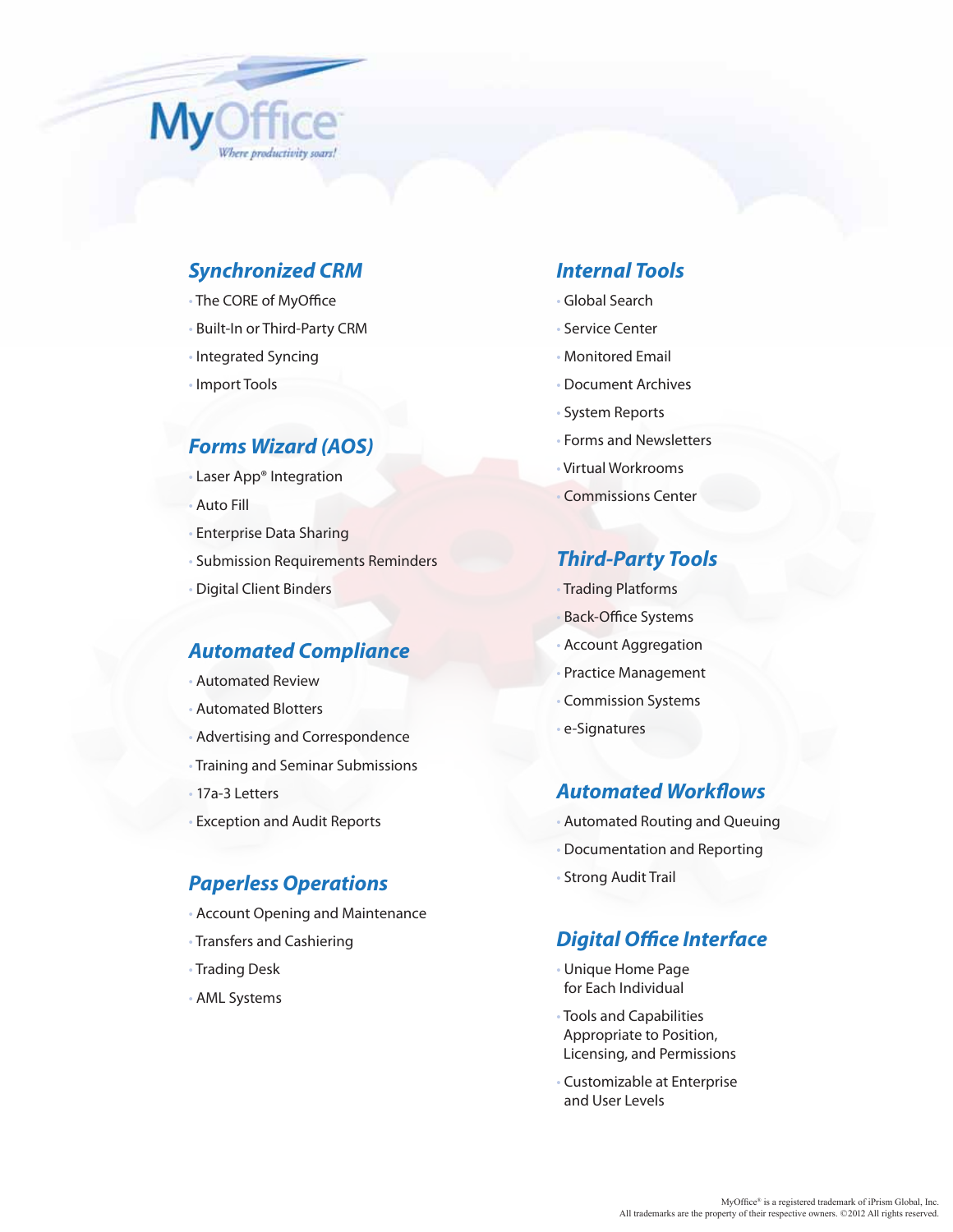MyOffice

*Where productivity soars!*

## Synchronized CRM

- The CORE of MyOffice
- Built-In or Third-Party CRM
- Integrated Syncing
- Import Tools

## Forms Wizard (AOS)

- Laser App® Integration
- Auto Fill
- Enterprise Data Sharing
- Submission Requirements Reminders
- Digital Client Binders

## Automated Compliance

- Automated Review
- Automated Blotters
- Advertising and Correspondence
- Training and Seminar Submissions
- 17a-3 Letters
- Exception and Audit Reports

## Paperless Operations

- Account Opening and Maintenance
- Transfers and Cashiering
- Trading Desk
- AML Systems

## Internal Tools

- Global Search
- Service Center
- Monitored Email
- Document Archives
- System Reports
- Forms and Newsletters
- Virtual Workrooms
- Commissions Center

## Third-Party Tools

- Trading Platforms
- Back-Office Systems
- Account Aggregation
- Practice Management
- Commission Systems
- e-Signatures

## Automated Workflows

- Automated Routing and Queuing
- Documentation and Reporting
- Strong Audit Trail

## Digital Office Interface

- Unique Home Page for Each Individual
- Tools and Capabilities Appropriate to Position, Licensing, and Permissions
- Customizable at Enterprise and User Levels

MyOffice® is a registered trademark of iPrism Global, Inc.
All trademarks are the property of their respective owners. ©2012 All rights reserved.